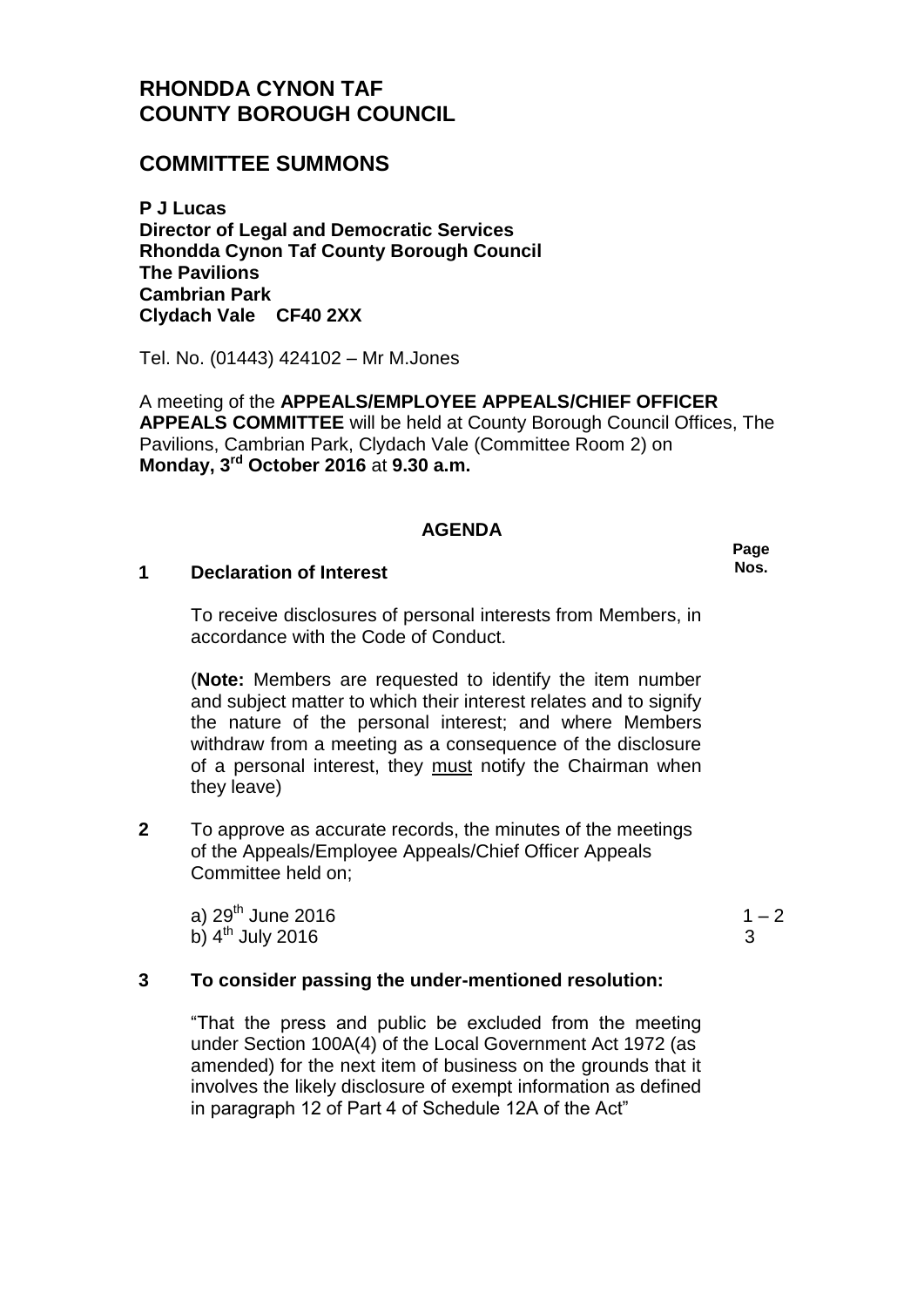# RHONDDA CYNON TAF
# COUNTY BOROUGH COUNCIL

## COMMITTEE SUMMONS

**P J Lucas**
**Director of Legal and Democratic Services**
**Rhondda Cynon Taf County Borough Council**
**The Pavilions**
**Cambrian Park**
**Clydach Vale CF40 2XX**

Tel. No. (01443) 424102 – Mr M.Jones

A meeting of the **APPEALS/EMPLOYEE APPEALS/CHIEF OFFICER APPEALS COMMITTEE** will be held at County Borough Council Offices, The Pavilions, Cambrian Park, Clydach Vale (Committee Room 2) on **Monday, 3rd October 2016** at **9.30 a.m.**

### AGENDA

**Page Nos.**

**1 Declaration of Interest**

To receive disclosures of personal interests from Members, in accordance with the Code of Conduct.

(**Note:** Members are requested to identify the item number and subject matter to which their interest relates and to signify the nature of the personal interest; and where Members withdraw from a meeting as a consequence of the disclosure of a personal interest, they must notify the Chairman when they leave)

**2** To approve as accurate records, the minutes of the meetings of the Appeals/Employee Appeals/Chief Officer Appeals Committee held on;

a) 29th June 2016 — 1 – 2
b) 4th July 2016 — 3

**3 To consider passing the under-mentioned resolution:**

"That the press and public be excluded from the meeting under Section 100A(4) of the Local Government Act 1972 (as amended) for the next item of business on the grounds that it involves the likely disclosure of exempt information as defined in paragraph 12 of Part 4 of Schedule 12A of the Act"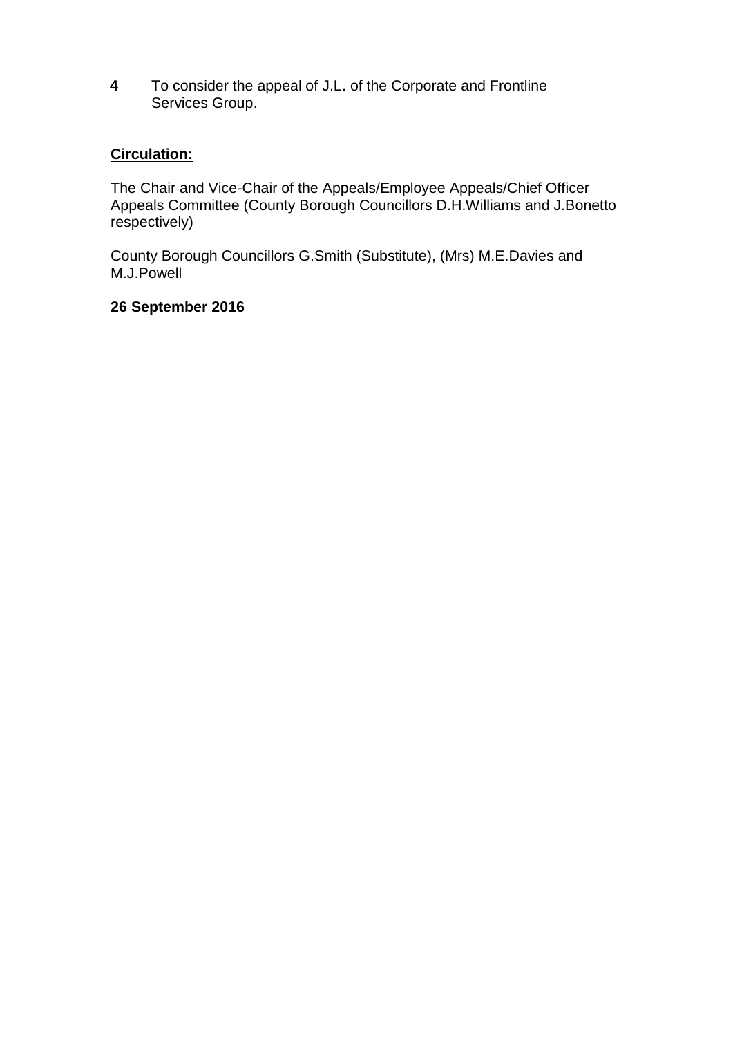**4** To consider the appeal of J.L. of the Corporate and Frontline Services Group.

**<u>Circulation:</u>**

The Chair and Vice-Chair of the Appeals/Employee Appeals/Chief Officer Appeals Committee (County Borough Councillors D.H.Williams and J.Bonetto respectively)

County Borough Councillors G.Smith (Substitute), (Mrs) M.E.Davies and M.J.Powell

**26 September 2016**